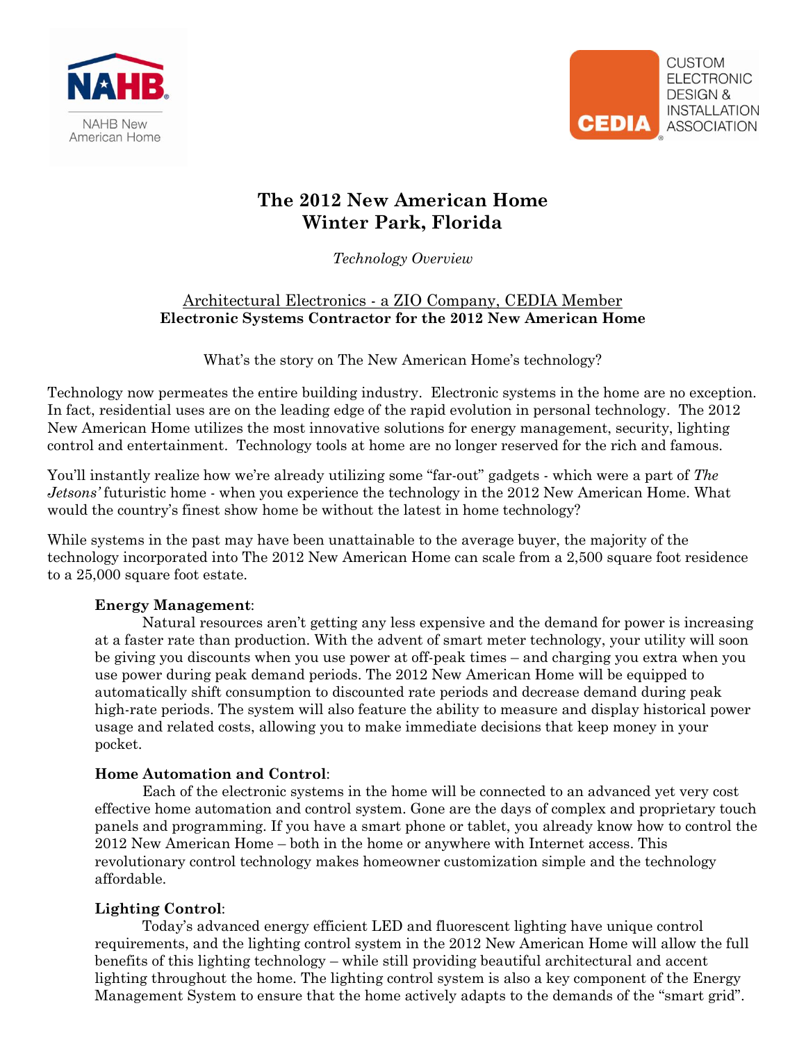NAHB New American Home

CEDIA CUSTOM ELECTRONIC DESIGN & INSTALLATION ASSOCIATION

# The 2012 New American Home
# Winter Park, Florida

*Technology Overview*

Architectural Electronics - a ZIO Company, CEDIA Member
**Electronic Systems Contractor for the 2012 New American Home**

What's the story on The New American Home's technology?

Technology now permeates the entire building industry. Electronic systems in the home are no exception. In fact, residential uses are on the leading edge of the rapid evolution in personal technology. The 2012 New American Home utilizes the most innovative solutions for energy management, security, lighting control and entertainment. Technology tools at home are no longer reserved for the rich and famous.

You'll instantly realize how we're already utilizing some "far-out" gadgets - which were a part of *The Jetsons'* futuristic home - when you experience the technology in the 2012 New American Home. What would the country's finest show home be without the latest in home technology?

While systems in the past may have been unattainable to the average buyer, the majority of the technology incorporated into The 2012 New American Home can scale from a 2,500 square foot residence to a 25,000 square foot estate.

**Energy Management**:
Natural resources aren't getting any less expensive and the demand for power is increasing at a faster rate than production. With the advent of smart meter technology, your utility will soon be giving you discounts when you use power at off-peak times – and charging you extra when you use power during peak demand periods. The 2012 New American Home will be equipped to automatically shift consumption to discounted rate periods and decrease demand during peak high-rate periods. The system will also feature the ability to measure and display historical power usage and related costs, allowing you to make immediate decisions that keep money in your pocket.

**Home Automation and Control**:
Each of the electronic systems in the home will be connected to an advanced yet very cost effective home automation and control system. Gone are the days of complex and proprietary touch panels and programming. If you have a smart phone or tablet, you already know how to control the 2012 New American Home – both in the home or anywhere with Internet access. This revolutionary control technology makes homeowner customization simple and the technology affordable.

**Lighting Control**:
Today's advanced energy efficient LED and fluorescent lighting have unique control requirements, and the lighting control system in the 2012 New American Home will allow the full benefits of this lighting technology – while still providing beautiful architectural and accent lighting throughout the home. The lighting control system is also a key component of the Energy Management System to ensure that the home actively adapts to the demands of the "smart grid".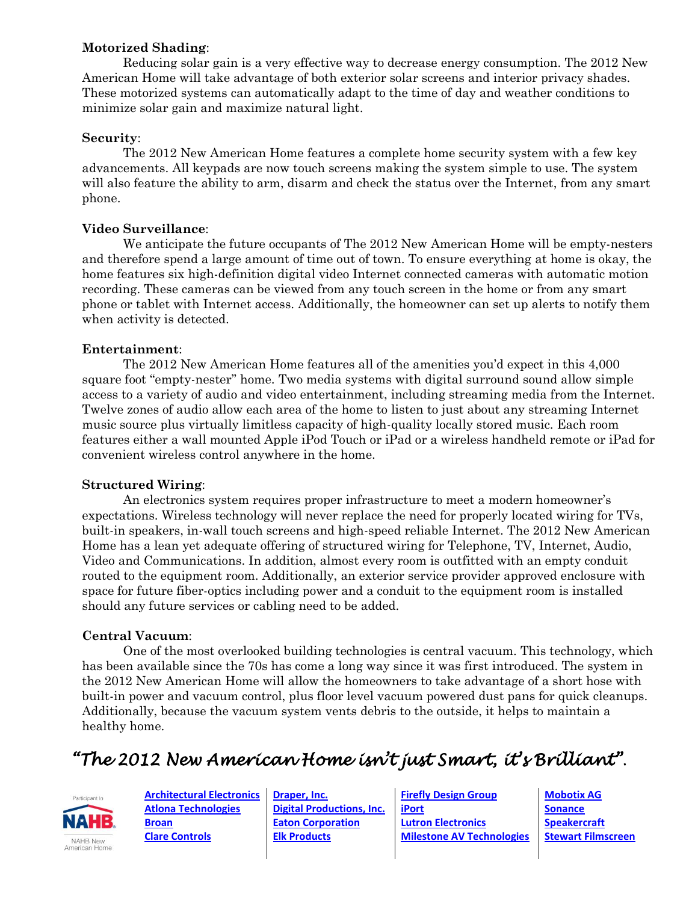**Motorized Shading**:

Reducing solar gain is a very effective way to decrease energy consumption. The 2012 New American Home will take advantage of both exterior solar screens and interior privacy shades. These motorized systems can automatically adapt to the time of day and weather conditions to minimize solar gain and maximize natural light.

**Security**:

The 2012 New American Home features a complete home security system with a few key advancements. All keypads are now touch screens making the system simple to use. The system will also feature the ability to arm, disarm and check the status over the Internet, from any smart phone.

**Video Surveillance**:

We anticipate the future occupants of The 2012 New American Home will be empty-nesters and therefore spend a large amount of time out of town. To ensure everything at home is okay, the home features six high-definition digital video Internet connected cameras with automatic motion recording. These cameras can be viewed from any touch screen in the home or from any smart phone or tablet with Internet access. Additionally, the homeowner can set up alerts to notify them when activity is detected.

**Entertainment**:

The 2012 New American Home features all of the amenities you'd expect in this 4,000 square foot "empty-nester" home. Two media systems with digital surround sound allow simple access to a variety of audio and video entertainment, including streaming media from the Internet. Twelve zones of audio allow each area of the home to listen to just about any streaming Internet music source plus virtually limitless capacity of high-quality locally stored music. Each room features either a wall mounted Apple iPod Touch or iPad or a wireless handheld remote or iPad for convenient wireless control anywhere in the home.

**Structured Wiring**:

An electronics system requires proper infrastructure to meet a modern homeowner's expectations. Wireless technology will never replace the need for properly located wiring for TVs, built-in speakers, in-wall touch screens and high-speed reliable Internet. The 2012 New American Home has a lean yet adequate offering of structured wiring for Telephone, TV, Internet, Audio, Video and Communications. In addition, almost every room is outfitted with an empty conduit routed to the equipment room. Additionally, an exterior service provider approved enclosure with space for future fiber-optics including power and a conduit to the equipment room is installed should any future services or cabling need to be added.

**Central Vacuum**:

One of the most overlooked building technologies is central vacuum. This technology, which has been available since the 70s has come a long way since it was first introduced. The system in the 2012 New American Home will allow the homeowners to take advantage of a short hose with built-in power and vacuum control, plus floor level vacuum powered dust pans for quick cleanups. Additionally, because the vacuum system vents debris to the outside, it helps to maintain a healthy home.

## *"The 2012 New American Home isn't just Smart, it's Brilliant".*

Participant in NAHB
NAHB New American Home

| | | | |
|---|---|---|---|
| Architectural Electronics | Draper, Inc. | Firefly Design Group | Mobotix AG |
| Atlona Technologies | Digital Productions, Inc. | iPort | Sonance |
| Broan | Eaton Corporation | Lutron Electronics | Speakercraft |
| Clare Controls | Elk Products | Milestone AV Technologies | Stewart Filmscreen |